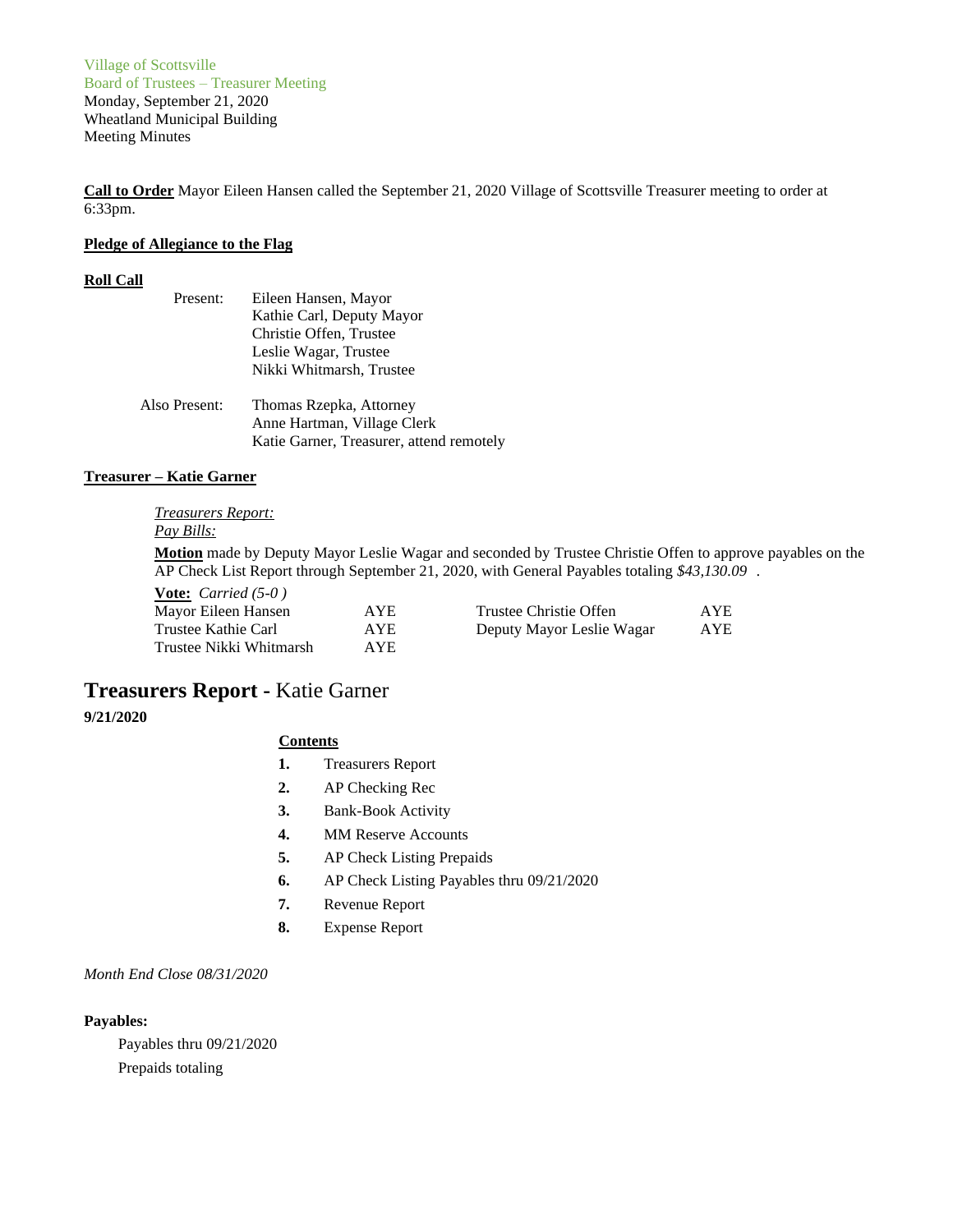Village of Scottsville
Board of Trustees – Treasurer Meeting
Monday, September 21, 2020
Wheatland Municipal Building
Meeting Minutes

**Call to Order** Mayor Eileen Hansen called the September 21, 2020 Village of Scottsville Treasurer meeting to order at 6:33pm.

**Pledge of Allegiance to the Flag**

**Roll Call**

Present:
- Eileen Hansen, Mayor
- Kathie Carl, Deputy Mayor
- Christie Offen, Trustee
- Leslie Wagar, Trustee
- Nikki Whitmarsh, Trustee

Also Present:
- Thomas Rzepka, Attorney
- Anne Hartman, Village Clerk
- Katie Garner, Treasurer, attend remotely

**Treasurer – Katie Garner**

*Treasurers Report:*
*Pay Bills:*

**Motion** made by Deputy Mayor Leslie Wagar and seconded by Trustee Christie Offen to approve payables on the AP Check List Report through September 21, 2020, with General Payables totaling *$43,130.09* .

**Vote:** *Carried (5-0 )*

| | | | |
|---|---|---|---|
| Mayor Eileen Hansen | AYE | Trustee Christie Offen | AYE |
| Trustee Kathie Carl | AYE | Deputy Mayor Leslie Wagar | AYE |
| Trustee Nikki Whitmarsh | AYE | | |

## Treasurers Report - Katie Garner

**9/21/2020**

**Contents**

1. Treasurers Report
2. AP Checking Rec
3. Bank-Book Activity
4. MM Reserve Accounts
5. AP Check Listing Prepaids
6. AP Check Listing Payables thru 09/21/2020
7. Revenue Report
8. Expense Report

*Month End Close 08/31/2020*

**Payables:**

Payables thru 09/21/2020
Prepaids totaling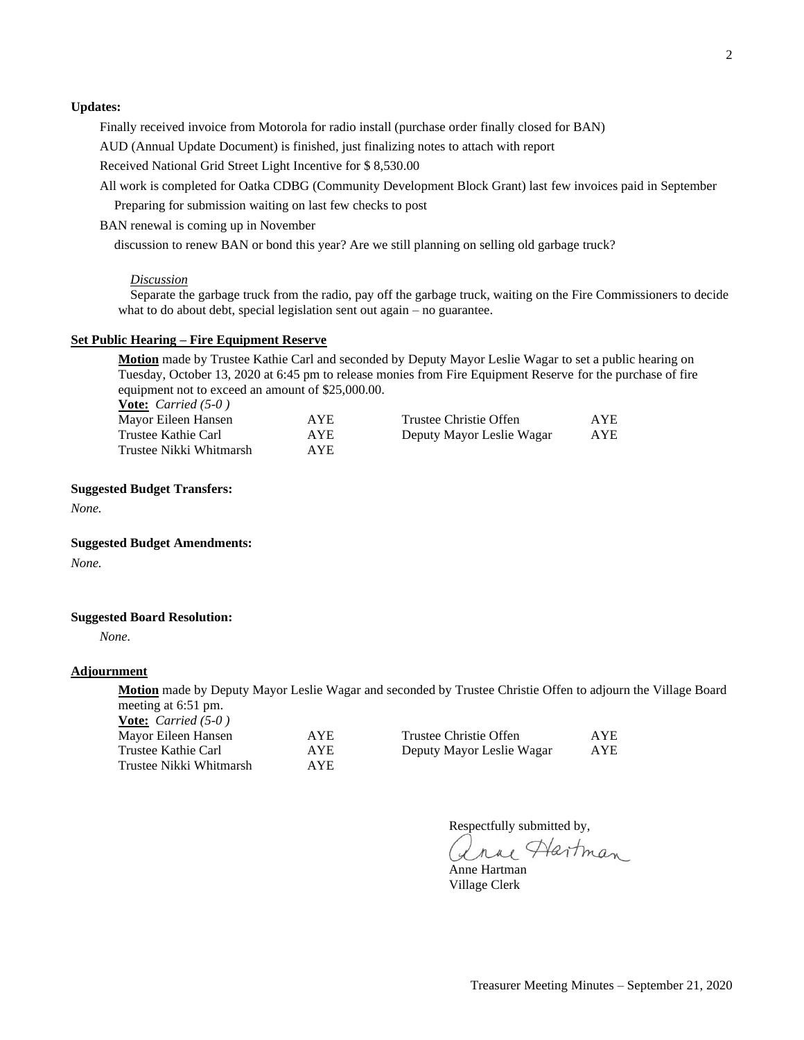**Updates:**

Finally received invoice from Motorola for radio install (purchase order finally closed for BAN)

AUD (Annual Update Document) is finished, just finalizing notes to attach with report

Received National Grid Street Light Incentive for $ 8,530.00

All work is completed for Oatka CDBG (Community Development Block Grant) last few invoices paid in September

Preparing for submission waiting on last few checks to post

BAN renewal is coming up in November

discussion to renew BAN or bond this year? Are we still planning on selling old garbage truck?

*Discussion*

Separate the garbage truck from the radio, pay off the garbage truck, waiting on the Fire Commissioners to decide what to do about debt, special legislation sent out again – no guarantee.

**Set Public Hearing – Fire Equipment Reserve**

**Motion** made by Trustee Kathie Carl and seconded by Deputy Mayor Leslie Wagar to set a public hearing on Tuesday, October 13, 2020 at 6:45 pm to release monies from Fire Equipment Reserve for the purchase of fire equipment not to exceed an amount of $25,000.00.

**Vote:** *Carried (5-0 )*

| | | | |
|---|---|---|---|
| Mayor Eileen Hansen | AYE | Trustee Christie Offen | AYE |
| Trustee Kathie Carl | AYE | Deputy Mayor Leslie Wagar | AYE |
| Trustee Nikki Whitmarsh | AYE | | |

**Suggested Budget Transfers:**

*None.*

**Suggested Budget Amendments:**

*None.*

**Suggested Board Resolution:**

*None.*

**Adjournment**

**Motion** made by Deputy Mayor Leslie Wagar and seconded by Trustee Christie Offen to adjourn the Village Board meeting at 6:51 pm.

**Vote:** *Carried (5-0 )*

| | | | |
|---|---|---|---|
| Mayor Eileen Hansen | AYE | Trustee Christie Offen | AYE |
| Trustee Kathie Carl | AYE | Deputy Mayor Leslie Wagar | AYE |
| Trustee Nikki Whitmarsh | AYE | | |

Respectfully submitted by,

Anne Hartman

Anne Hartman
Village Clerk